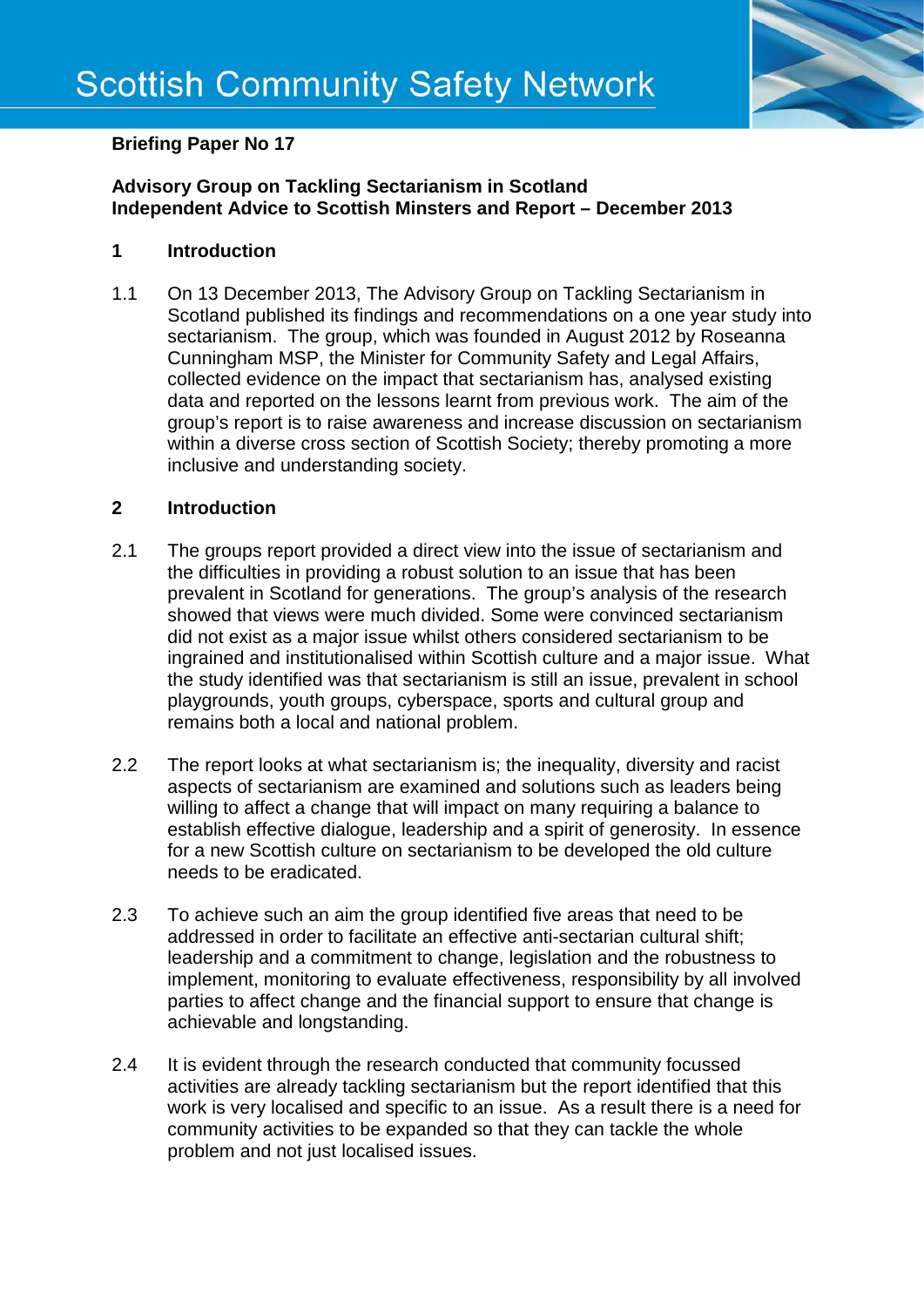# Scottish Community Safety Network

**Briefing Paper No 17**

**Advisory Group on Tackling Sectarianism in Scotland**
**Independent Advice to Scottish Minsters and Report – December 2013**

## 1 Introduction

1.1 On 13 December 2013, The Advisory Group on Tackling Sectarianism in Scotland published its findings and recommendations on a one year study into sectarianism. The group, which was founded in August 2012 by Roseanna Cunningham MSP, the Minister for Community Safety and Legal Affairs, collected evidence on the impact that sectarianism has, analysed existing data and reported on the lessons learnt from previous work. The aim of the group's report is to raise awareness and increase discussion on sectarianism within a diverse cross section of Scottish Society; thereby promoting a more inclusive and understanding society.

## 2 Introduction

2.1 The groups report provided a direct view into the issue of sectarianism and the difficulties in providing a robust solution to an issue that has been prevalent in Scotland for generations. The group's analysis of the research showed that views were much divided. Some were convinced sectarianism did not exist as a major issue whilst others considered sectarianism to be ingrained and institutionalised within Scottish culture and a major issue. What the study identified was that sectarianism is still an issue, prevalent in school playgrounds, youth groups, cyberspace, sports and cultural group and remains both a local and national problem.

2.2 The report looks at what sectarianism is; the inequality, diversity and racist aspects of sectarianism are examined and solutions such as leaders being willing to affect a change that will impact on many requiring a balance to establish effective dialogue, leadership and a spirit of generosity. In essence for a new Scottish culture on sectarianism to be developed the old culture needs to be eradicated.

2.3 To achieve such an aim the group identified five areas that need to be addressed in order to facilitate an effective anti-sectarian cultural shift; leadership and a commitment to change, legislation and the robustness to implement, monitoring to evaluate effectiveness, responsibility by all involved parties to affect change and the financial support to ensure that change is achievable and longstanding.

2.4 It is evident through the research conducted that community focussed activities are already tackling sectarianism but the report identified that this work is very localised and specific to an issue. As a result there is a need for community activities to be expanded so that they can tackle the whole problem and not just localised issues.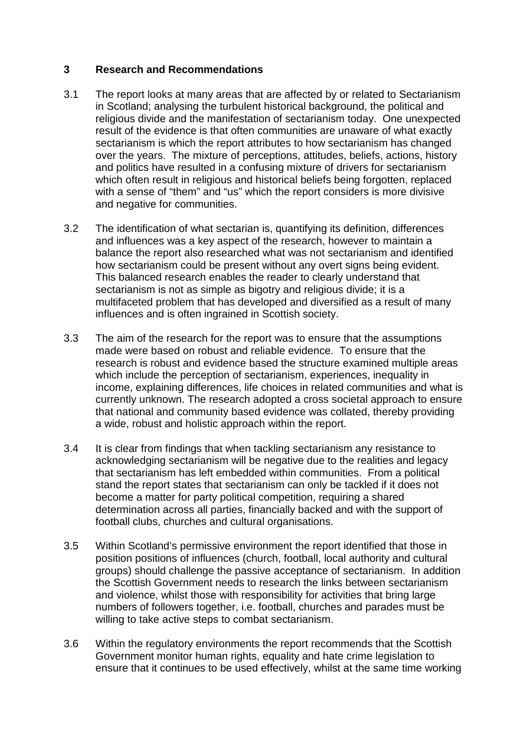## 3 Research and Recommendations

3.1 The report looks at many areas that are affected by or related to Sectarianism in Scotland; analysing the turbulent historical background, the political and religious divide and the manifestation of sectarianism today. One unexpected result of the evidence is that often communities are unaware of what exactly sectarianism is which the report attributes to how sectarianism has changed over the years. The mixture of perceptions, attitudes, beliefs, actions, history and politics have resulted in a confusing mixture of drivers for sectarianism which often result in religious and historical beliefs being forgotten, replaced with a sense of "them" and "us" which the report considers is more divisive and negative for communities.

3.2 The identification of what sectarian is, quantifying its definition, differences and influences was a key aspect of the research, however to maintain a balance the report also researched what was not sectarianism and identified how sectarianism could be present without any overt signs being evident. This balanced research enables the reader to clearly understand that sectarianism is not as simple as bigotry and religious divide; it is a multifaceted problem that has developed and diversified as a result of many influences and is often ingrained in Scottish society.

3.3 The aim of the research for the report was to ensure that the assumptions made were based on robust and reliable evidence. To ensure that the research is robust and evidence based the structure examined multiple areas which include the perception of sectarianism, experiences, inequality in income, explaining differences, life choices in related communities and what is currently unknown. The research adopted a cross societal approach to ensure that national and community based evidence was collated, thereby providing a wide, robust and holistic approach within the report.

3.4 It is clear from findings that when tackling sectarianism any resistance to acknowledging sectarianism will be negative due to the realities and legacy that sectarianism has left embedded within communities. From a political stand the report states that sectarianism can only be tackled if it does not become a matter for party political competition, requiring a shared determination across all parties, financially backed and with the support of football clubs, churches and cultural organisations.

3.5 Within Scotland's permissive environment the report identified that those in position positions of influences (church, football, local authority and cultural groups) should challenge the passive acceptance of sectarianism. In addition the Scottish Government needs to research the links between sectarianism and violence, whilst those with responsibility for activities that bring large numbers of followers together, i.e. football, churches and parades must be willing to take active steps to combat sectarianism.

3.6 Within the regulatory environments the report recommends that the Scottish Government monitor human rights, equality and hate crime legislation to ensure that it continues to be used effectively, whilst at the same time working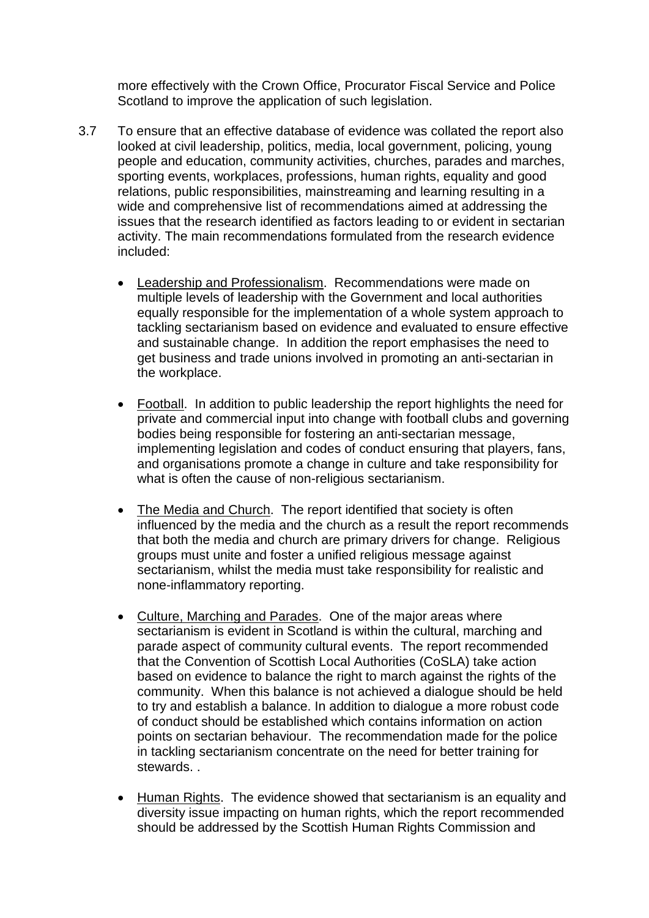more effectively with the Crown Office, Procurator Fiscal Service and Police Scotland to improve the application of such legislation.

3.7 To ensure that an effective database of evidence was collated the report also looked at civil leadership, politics, media, local government, policing, young people and education, community activities, churches, parades and marches, sporting events, workplaces, professions, human rights, equality and good relations, public responsibilities, mainstreaming and learning resulting in a wide and comprehensive list of recommendations aimed at addressing the issues that the research identified as factors leading to or evident in sectarian activity. The main recommendations formulated from the research evidence included:

- <u>Leadership and Professionalism</u>. Recommendations were made on multiple levels of leadership with the Government and local authorities equally responsible for the implementation of a whole system approach to tackling sectarianism based on evidence and evaluated to ensure effective and sustainable change. In addition the report emphasises the need to get business and trade unions involved in promoting an anti-sectarian in the workplace.

- <u>Football</u>. In addition to public leadership the report highlights the need for private and commercial input into change with football clubs and governing bodies being responsible for fostering an anti-sectarian message, implementing legislation and codes of conduct ensuring that players, fans, and organisations promote a change in culture and take responsibility for what is often the cause of non-religious sectarianism.

- <u>The Media and Church</u>. The report identified that society is often influenced by the media and the church as a result the report recommends that both the media and church are primary drivers for change. Religious groups must unite and foster a unified religious message against sectarianism, whilst the media must take responsibility for realistic and none-inflammatory reporting.

- <u>Culture, Marching and Parades</u>. One of the major areas where sectarianism is evident in Scotland is within the cultural, marching and parade aspect of community cultural events. The report recommended that the Convention of Scottish Local Authorities (CoSLA) take action based on evidence to balance the right to march against the rights of the community. When this balance is not achieved a dialogue should be held to try and establish a balance. In addition to dialogue a more robust code of conduct should be established which contains information on action points on sectarian behaviour. The recommendation made for the police in tackling sectarianism concentrate on the need for better training for stewards. .

- <u>Human Rights</u>. The evidence showed that sectarianism is an equality and diversity issue impacting on human rights, which the report recommended should be addressed by the Scottish Human Rights Commission and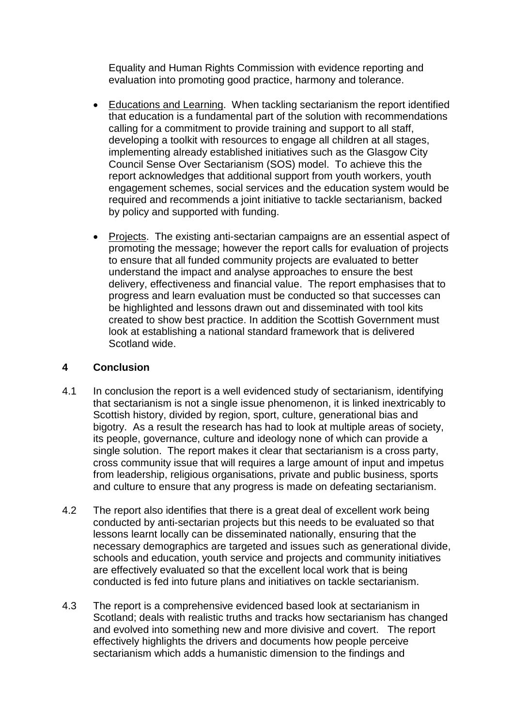Equality and Human Rights Commission with evidence reporting and evaluation into promoting good practice, harmony and tolerance.

- Educations and Learning. When tackling sectarianism the report identified that education is a fundamental part of the solution with recommendations calling for a commitment to provide training and support to all staff, developing a toolkit with resources to engage all children at all stages, implementing already established initiatives such as the Glasgow City Council Sense Over Sectarianism (SOS) model. To achieve this the report acknowledges that additional support from youth workers, youth engagement schemes, social services and the education system would be required and recommends a joint initiative to tackle sectarianism, backed by policy and supported with funding.

- Projects. The existing anti-sectarian campaigns are an essential aspect of promoting the message; however the report calls for evaluation of projects to ensure that all funded community projects are evaluated to better understand the impact and analyse approaches to ensure the best delivery, effectiveness and financial value. The report emphasises that to progress and learn evaluation must be conducted so that successes can be highlighted and lessons drawn out and disseminated with tool kits created to show best practice. In addition the Scottish Government must look at establishing a national standard framework that is delivered Scotland wide.

## 4 Conclusion

4.1 In conclusion the report is a well evidenced study of sectarianism, identifying that sectarianism is not a single issue phenomenon, it is linked inextricably to Scottish history, divided by region, sport, culture, generational bias and bigotry. As a result the research has had to look at multiple areas of society, its people, governance, culture and ideology none of which can provide a single solution. The report makes it clear that sectarianism is a cross party, cross community issue that will requires a large amount of input and impetus from leadership, religious organisations, private and public business, sports and culture to ensure that any progress is made on defeating sectarianism.

4.2 The report also identifies that there is a great deal of excellent work being conducted by anti-sectarian projects but this needs to be evaluated so that lessons learnt locally can be disseminated nationally, ensuring that the necessary demographics are targeted and issues such as generational divide, schools and education, youth service and projects and community initiatives are effectively evaluated so that the excellent local work that is being conducted is fed into future plans and initiatives on tackle sectarianism.

4.3 The report is a comprehensive evidenced based look at sectarianism in Scotland; deals with realistic truths and tracks how sectarianism has changed and evolved into something new and more divisive and covert. The report effectively highlights the drivers and documents how people perceive sectarianism which adds a humanistic dimension to the findings and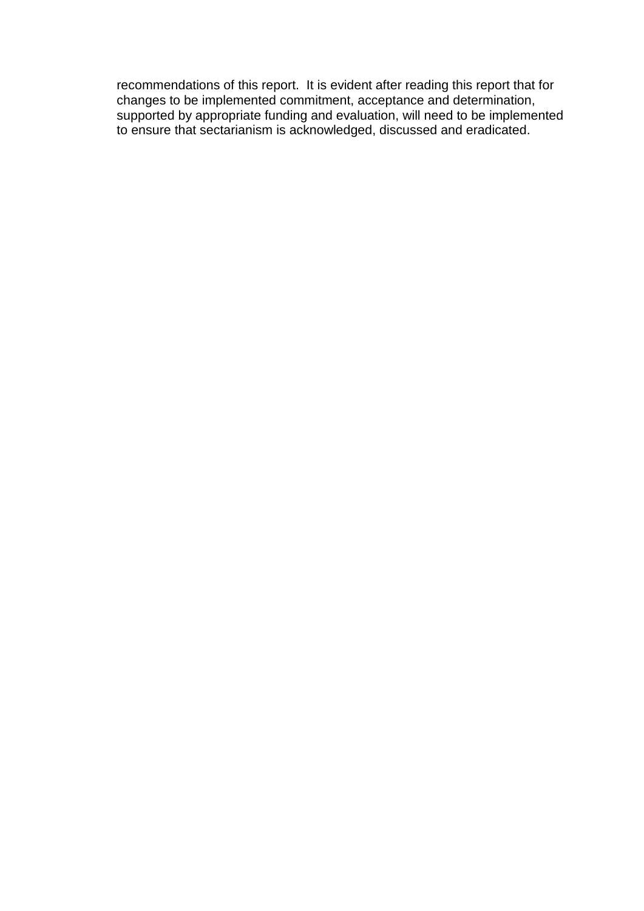recommendations of this report. It is evident after reading this report that for changes to be implemented commitment, acceptance and determination, supported by appropriate funding and evaluation, will need to be implemented to ensure that sectarianism is acknowledged, discussed and eradicated.